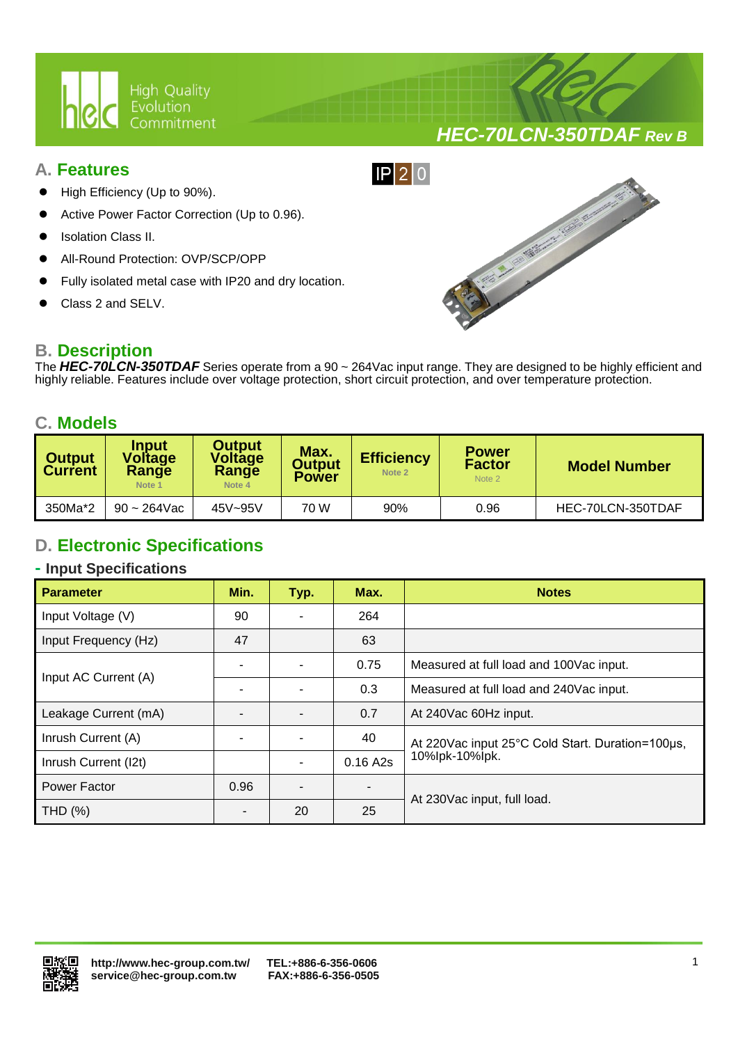# HEC-70LCN-350TDAF Rev B

## A. Features

- High Efficiency (Up to 90%).
- Active Power Factor Correction (Up to 0.96).
- Isolation Class II.
- All-Round Protection: OVP/SCP/OPP
- Fully isolated metal case with IP20 and dry location.
- Class 2 and SELV.

IP20

## B. Description

The ***HEC-70LCN-350TDAF*** Series operate from a 90 ~ 264Vac input range. They are designed to be highly efficient and highly reliable. Features include over voltage protection, short circuit protection, and over temperature protection.

## C. Models

| Output Current | Input Voltage Range Note 1 | Output Voltage Range Note 4 | Max. Output Power | Efficiency Note 2 | Power Factor Note 2 | Model Number |
|---|---|---|---|---|---|---|
| 350Ma*2 | 90 ~ 264Vac | 45V~95V | 70 W | 90% | 0.96 | HEC-70LCN-350TDAF |

## D. Electronic Specifications

### - Input Specifications

| Parameter | Min. | Typ. | Max. | Notes |
|---|---|---|---|---|
| Input Voltage (V) | 90 | - | 264 | |
| Input Frequency (Hz) | 47 | | 63 | |
| Input AC Current (A) | - | - | 0.75 | Measured at full load and 100Vac input. |
| | - | - | 0.3 | Measured at full load and 240Vac input. |
| Leakage Current (mA) | - | - | 0.7 | At 240Vac 60Hz input. |
| Inrush Current (A) | - | - | 40 | At 220Vac input 25°C Cold Start. Duration=100μs, 10%Ipk-10%Ipk. |
| Inrush Current (I2t) | | - | 0.16 A2s | |
| Power Factor | 0.96 | - | - | At 230Vac input, full load. |
| THD (%) | - | 20 | 25 | |

http://www.hec-group.com.tw/
service@hec-group.com.tw
TEL:+886-6-356-0606
FAX:+886-6-356-0505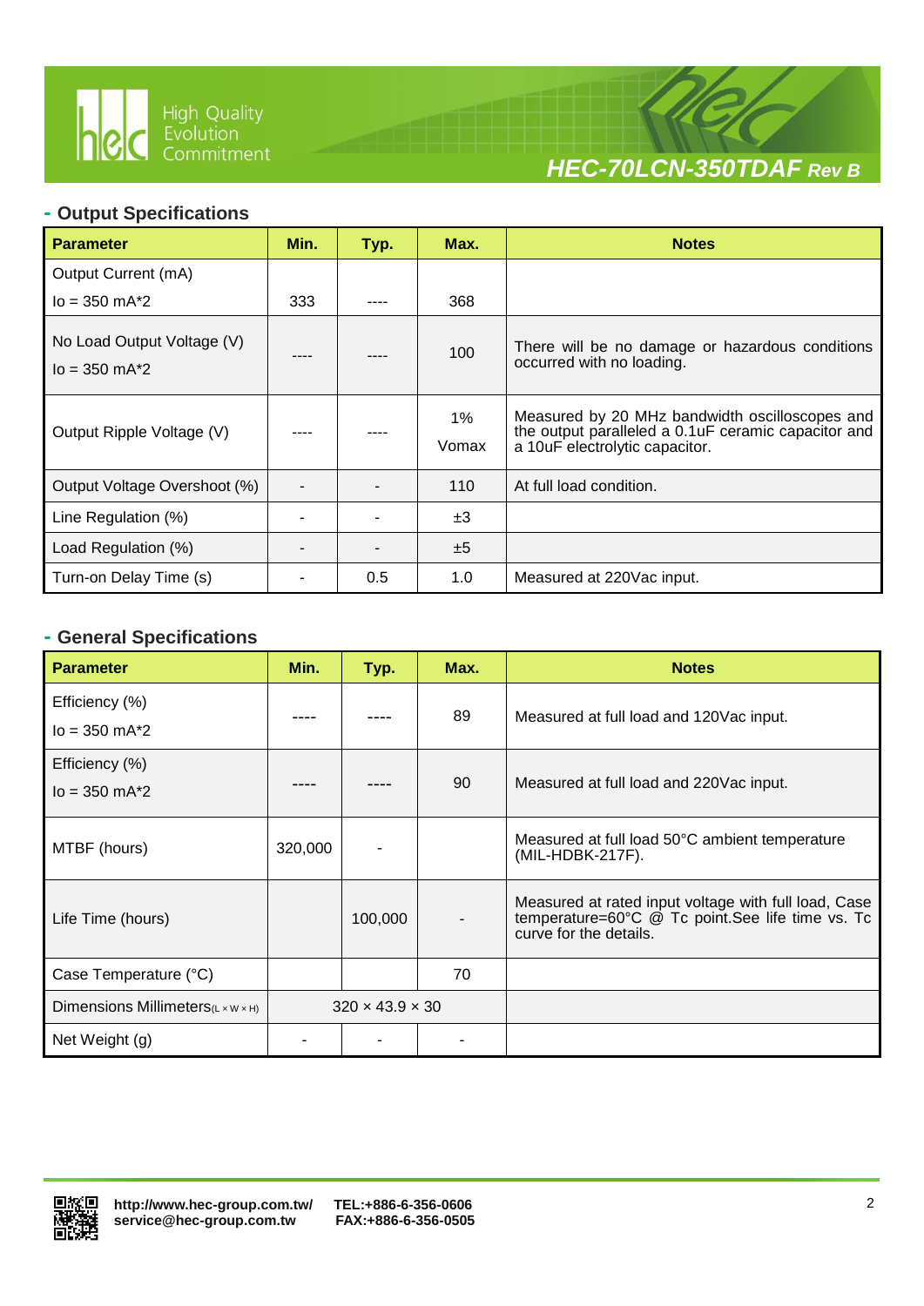## - Output Specifications

| Parameter | Min. | Typ. | Max. | Notes |
|---|---|---|---|---|
| Output Current (mA)<br>Io = 350 mA*2 | 333 | ---- | 368 | |
| No Load Output Voltage (V)<br>Io = 350 mA*2 | ---- | ---- | 100 | There will be no damage or hazardous conditions occurred with no loading. |
| Output Ripple Voltage (V) | ---- | ---- | 1%<br>Vomax | Measured by 20 MHz bandwidth oscilloscopes and the output paralleled a 0.1uF ceramic capacitor and a 10uF electrolytic capacitor. |
| Output Voltage Overshoot (%) | - | - | 110 | At full load condition. |
| Line Regulation (%) | - | - | ±3 | |
| Load Regulation (%) | - | - | ±5 | |
| Turn-on Delay Time (s) | - | 0.5 | 1.0 | Measured at 220Vac input. |

## - General Specifications

| Parameter | Min. | Typ. | Max. | Notes |
|---|---|---|---|---|
| Efficiency (%)<br>Io = 350 mA*2 | ---- | ---- | 89 | Measured at full load and 120Vac input. |
| Efficiency (%)<br>Io = 350 mA*2 | ---- | ---- | 90 | Measured at full load and 220Vac input. |
| MTBF (hours) | 320,000 | - | | Measured at full load 50°C ambient temperature (MIL-HDBK-217F). |
| Life Time (hours) | | 100,000 | - | Measured at rated input voltage with full load, Case temperature=60°C @ Tc point.See life time vs. Tc curve for the details. |
| Case Temperature (°C) | | | 70 | |
| Dimensions Millimeters(L × W × H) | 320 × 43.9 × 30 | | | |
| Net Weight (g) | - | - | - | |

http://www.hec-group.com.tw/ TEL:+886-6-356-0606
service@hec-group.com.tw FAX:+886-6-356-0505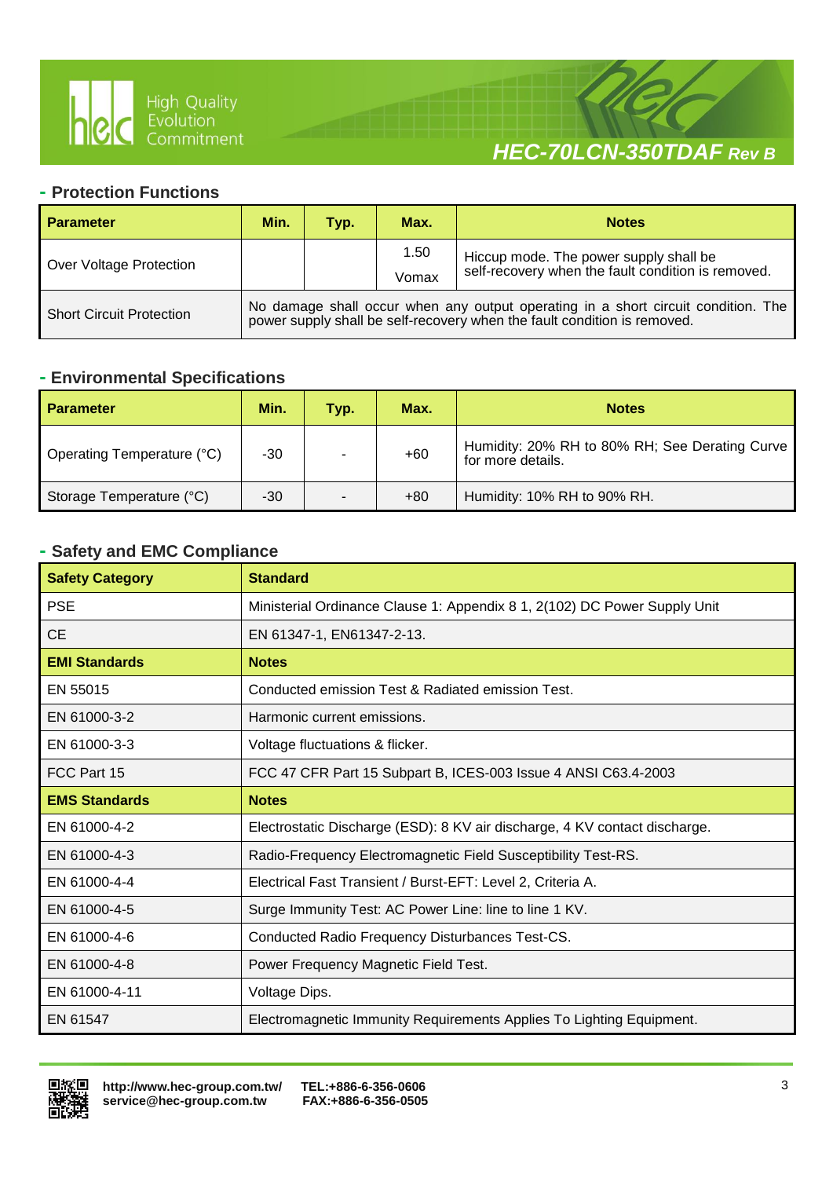## - Protection Functions

| Parameter | Min. | Typ. | Max. | Notes |
|---|---|---|---|---|
| Over Voltage Protection | | | 1.50 Vomax | Hiccup mode. The power supply shall be self-recovery when the fault condition is removed. |
| Short Circuit Protection | No damage shall occur when any output operating in a short circuit condition. The power supply shall be self-recovery when the fault condition is removed. | | | |

## - Environmental Specifications

| Parameter | Min. | Typ. | Max. | Notes |
|---|---|---|---|---|
| Operating Temperature (°C) | -30 | - | +60 | Humidity: 20% RH to 80% RH; See Derating Curve for more details. |
| Storage Temperature (°C) | -30 | - | +80 | Humidity: 10% RH to 90% RH. |

## - Safety and EMC Compliance

| Safety Category | Standard |
|---|---|
| PSE | Ministerial Ordinance Clause 1: Appendix 8 1, 2(102) DC Power Supply Unit |
| CE | EN 61347-1, EN61347-2-13. |
| **EMI Standards** | **Notes** |
| EN 55015 | Conducted emission Test & Radiated emission Test. |
| EN 61000-3-2 | Harmonic current emissions. |
| EN 61000-3-3 | Voltage fluctuations & flicker. |
| FCC Part 15 | FCC 47 CFR Part 15 Subpart B, ICES-003 Issue 4 ANSI C63.4-2003 |
| **EMS Standards** | **Notes** |
| EN 61000-4-2 | Electrostatic Discharge (ESD): 8 KV air discharge, 4 KV contact discharge. |
| EN 61000-4-3 | Radio-Frequency Electromagnetic Field Susceptibility Test-RS. |
| EN 61000-4-4 | Electrical Fast Transient / Burst-EFT: Level 2, Criteria A. |
| EN 61000-4-5 | Surge Immunity Test: AC Power Line: line to line 1 KV. |
| EN 61000-4-6 | Conducted Radio Frequency Disturbances Test-CS. |
| EN 61000-4-8 | Power Frequency Magnetic Field Test. |
| EN 61000-4-11 | Voltage Dips. |
| EN 61547 | Electromagnetic Immunity Requirements Applies To Lighting Equipment. |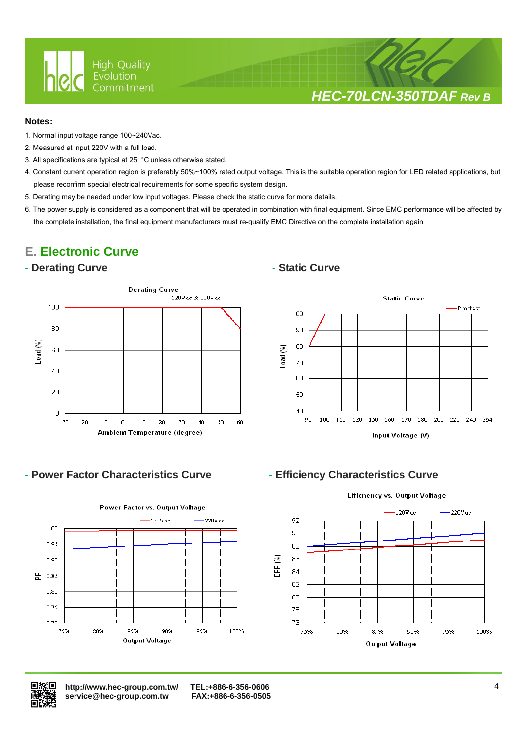## Notes:

1. Normal input voltage range 100~240Vac.
2. Measured at input 220V with a full load.
3. All specifications are typical at 25 °C unless otherwise stated.
4. Constant current operation region is preferably 50%~100% rated output voltage. This is the suitable operation region for LED related applications, but please reconfirm special electrical requirements for some specific system design.
5. Derating may be needed under low input voltages. Please check the static curve for more details.
6. The power supply is considered as a component that will be operated in combination with final equipment. Since EMC performance will be affected by the complete installation, the final equipment manufacturers must re-qualify EMC Directive on the complete installation again

# E. Electronic Curve

## - Derating Curve

Derating Curve

120Vac & 220Vac

Load (%)

Ambient Temperature (degree)

## - Static Curve

Static Curve

Product

Load (%)

Input Voltage (V)

## - Power Factor Characteristics Curve

Power Factor vs. Output Voltage

120Vac 220Vac

PF

Output Voltage

## - Efficiency Characteristics Curve

Efficnency vs. Output Voltage

120Vac 220Vac

EFF (%)

Output Voltage

http://www.hec-group.com.tw/ TEL:+886-6-356-0606
service@hec-group.com.tw FAX:+886-6-356-0505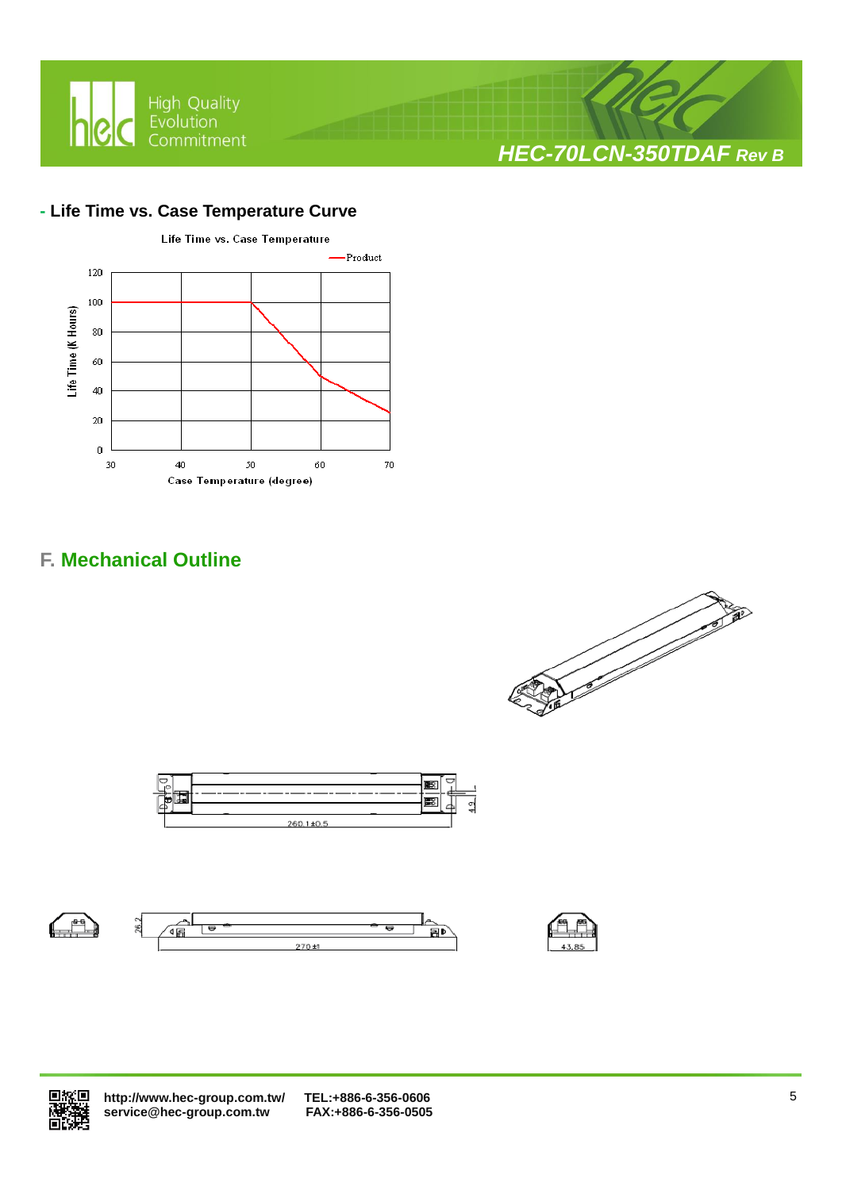### - Life Time vs. Case Temperature Curve

Life Time vs. Case Temperature

—Product

Life Time (K Hours)

120
100
80
60
40
20
0

30 40 50 60 70

Case Temperature (degree)

## F. Mechanical Outline

260.1±0.5

4.9

26.2

270±1

43.85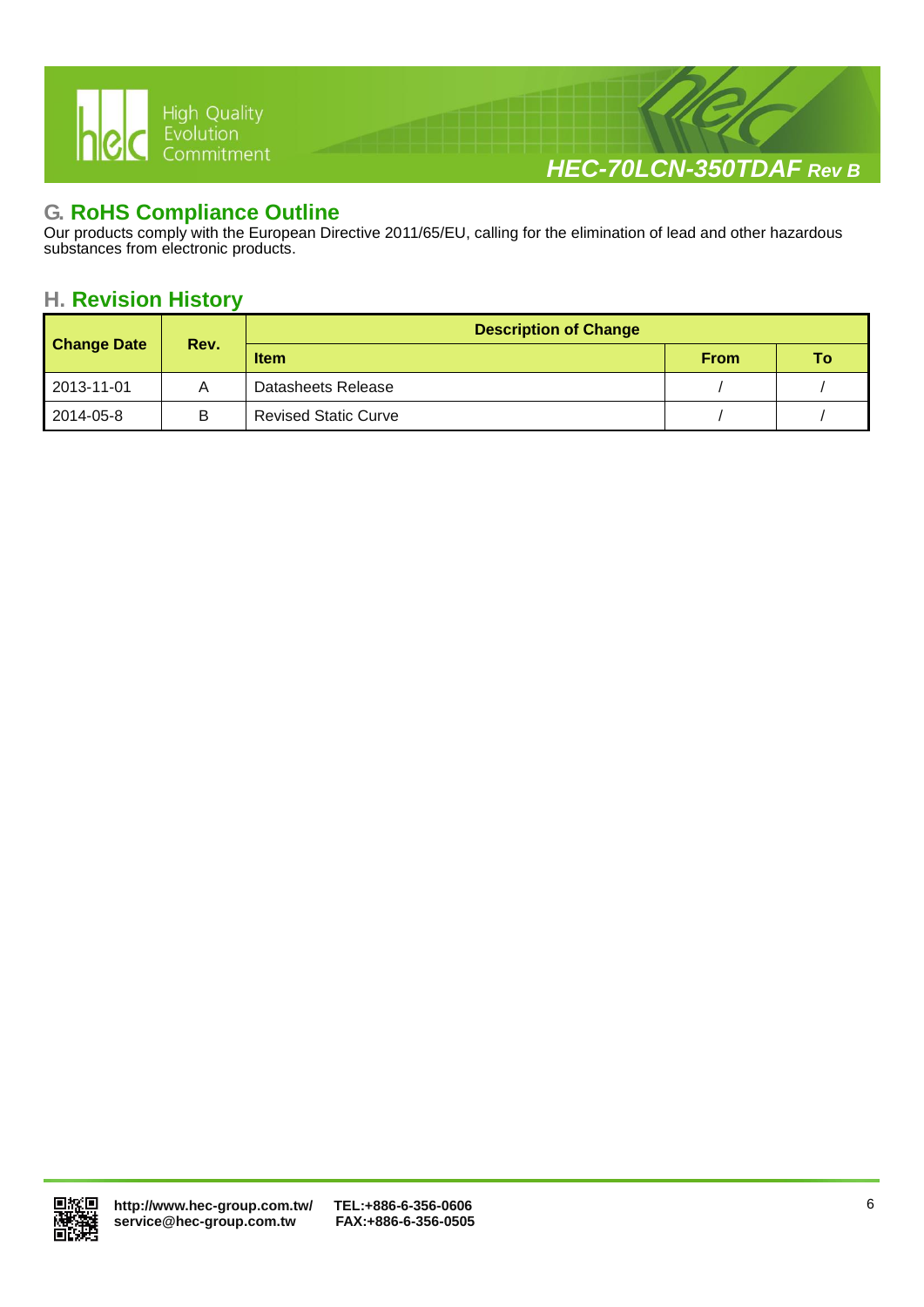## G. RoHS Compliance Outline

Our products comply with the European Directive 2011/65/EU, calling for the elimination of lead and other hazardous substances from electronic products.

## H. Revision History

| Change Date | Rev. | Description of Change | | |
|---|---|---|---|---|
| | | Item | From | To |
| 2013-11-01 | A | Datasheets Release | / | / |
| 2014-05-8 | B | Revised Static Curve | / | / |